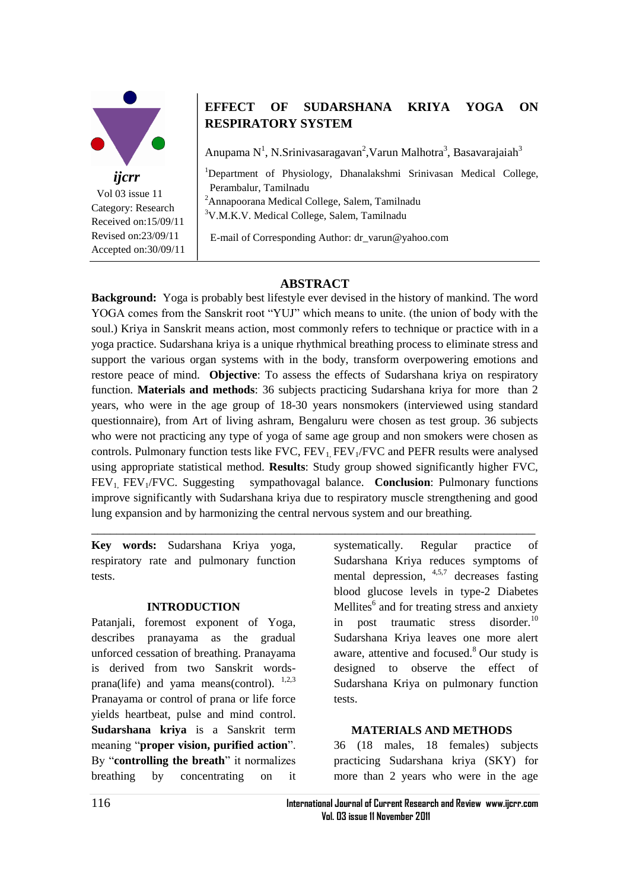ijcrr

Vol 03 issue 11

Category: Research

Received on:15/09/11

Revised on:23/09/11

Accepted on:30/09/11

# EFFECT OF SUDARSHANA KRIYA YOGA ON RESPIRATORY SYSTEM

Anupama N[1], N.Srinivasaragavan[2], Varun Malhotra[3], Basavarajaiah[3]

[1]Department of Physiology, Dhanalakshmi Srinivasan Medical College, Perambalur, Tamilnadu

[2]Annapoorana Medical College, Salem, Tamilnadu

[3]V.M.K.V. Medical College, Salem, Tamilnadu

E-mail of Corresponding Author: dr_varun@yahoo.com

## ABSTRACT

**Background:** Yoga is probably best lifestyle ever devised in the history of mankind. The word YOGA comes from the Sanskrit root "YUJ" which means to unite. (the union of body with the soul.) Kriya in Sanskrit means action, most commonly refers to technique or practice with in a yoga practice. Sudarshana kriya is a unique rhythmical breathing process to eliminate stress and support the various organ systems with in the body, transform overpowering emotions and restore peace of mind. **Objective**: To assess the effects of Sudarshana kriya on respiratory function. **Materials and methods**: 36 subjects practicing Sudarshana kriya for more than 2 years, who were in the age group of 18-30 years nonsmokers (interviewed using standard questionnaire), from Art of living ashram, Bengaluru were chosen as test group. 36 subjects who were not practicing any type of yoga of same age group and non smokers were chosen as controls. Pulmonary function tests like FVC, $FEV_1$, $FEV_1$/FVC and PEFR results were analysed using appropriate statistical method. **Results**: Study group showed significantly higher FVC, $FEV_1$, $FEV_1$/FVC. Suggesting sympathovagal balance. **Conclusion**: Pulmonary functions improve significantly with Sudarshana kriya due to respiratory muscle strengthening and good lung expansion and by harmonizing the central nervous system and our breathing.

---

**Key words:** Sudarshana Kriya yoga, respiratory rate and pulmonary function tests.

## INTRODUCTION

Patanjali, foremost exponent of Yoga, describes pranayama as the gradual unforced cessation of breathing. Pranayama is derived from two Sanskrit words- prana(life) and yama means(control). [1,2,3] Pranayama or control of prana or life force yields heartbeat, pulse and mind control. **Sudarshana kriya** is a Sanskrit term meaning "**proper vision, purified action**". By "**controlling the breath**" it normalizes breathing by concentrating on it systematically. Regular practice of Sudarshana Kriya reduces symptoms of mental depression, [4,5,7] decreases fasting blood glucose levels in type-2 Diabetes Mellites[6] and for treating stress and anxiety in post traumatic stress disorder.[10] Sudarshana Kriya leaves one more alert aware, attentive and focused.[8] Our study is designed to observe the effect of Sudarshana Kriya on pulmonary function tests.

## MATERIALS AND METHODS

36 (18 males, 18 females) subjects practicing Sudarshana kriya (SKY) for more than 2 years who were in the age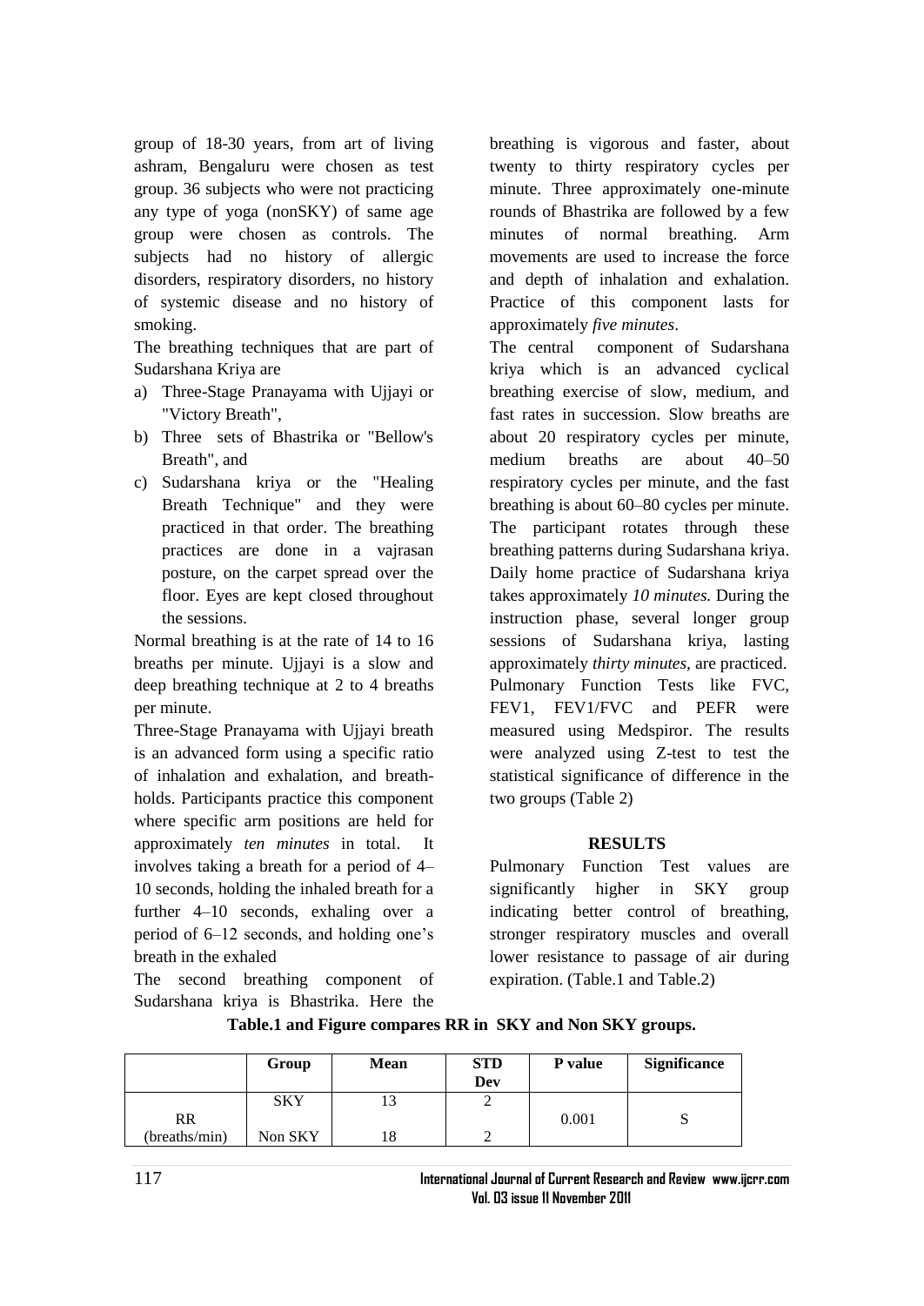group of 18-30 years, from art of living ashram, Bengaluru were chosen as test group. 36 subjects who were not practicing any type of yoga (nonSKY) of same age group were chosen as controls. The subjects had no history of allergic disorders, respiratory disorders, no history of systemic disease and no history of smoking.

The breathing techniques that are part of Sudarshana Kriya are

a) Three-Stage Pranayama with Ujjayi or "Victory Breath",
b) Three sets of Bhastrika or "Bellow's Breath", and
c) Sudarshana kriya or the "Healing Breath Technique" and they were practiced in that order. The breathing practices are done in a vajrasan posture, on the carpet spread over the floor. Eyes are kept closed throughout the sessions.

Normal breathing is at the rate of 14 to 16 breaths per minute. Ujjayi is a slow and deep breathing technique at 2 to 4 breaths per minute.

Three-Stage Pranayama with Ujjayi breath is an advanced form using a specific ratio of inhalation and exhalation, and breath-holds. Participants practice this component where specific arm positions are held for approximately *ten minutes* in total. It involves taking a breath for a period of 4–10 seconds, holding the inhaled breath for a further 4–10 seconds, exhaling over a period of 6–12 seconds, and holding one's breath in the exhaled

The second breathing component of Sudarshana kriya is Bhastrika. Here the breathing is vigorous and faster, about twenty to thirty respiratory cycles per minute. Three approximately one-minute rounds of Bhastrika are followed by a few minutes of normal breathing. Arm movements are used to increase the force and depth of inhalation and exhalation. Practice of this component lasts for approximately *five minutes*.

The central component of Sudarshana kriya which is an advanced cyclical breathing exercise of slow, medium, and fast rates in succession. Slow breaths are about 20 respiratory cycles per minute, medium breaths are about 40–50 respiratory cycles per minute, and the fast breathing is about 60–80 cycles per minute. The participant rotates through these breathing patterns during Sudarshana kriya. Daily home practice of Sudarshana kriya takes approximately *10 minutes.* During the instruction phase, several longer group sessions of Sudarshana kriya, lasting approximately *thirty minutes,* are practiced. Pulmonary Function Tests like FVC, FEV1, FEV1/FVC and PEFR were measured using Medspiror. The results were analyzed using Z-test to test the statistical significance of difference in the two groups (Table 2)

## RESULTS

Pulmonary Function Test values are significantly higher in SKY group indicating better control of breathing, stronger respiratory muscles and overall lower resistance to passage of air during expiration. (Table.1 and Table.2)

**Table.1 and Figure compares RR in SKY and Non SKY groups.**

| | Group | Mean | STD Dev | P value | Significance |
|---|---|---|---|---|---|
| RR (breaths/min) | SKY | 13 | 2 | 0.001 | S |
| | Non SKY | 18 | 2 | | |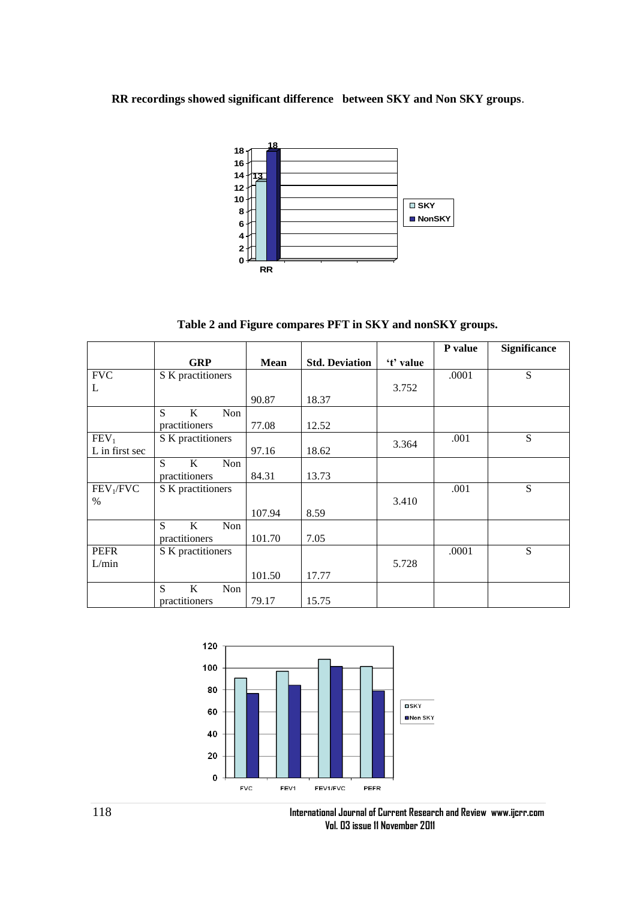**RR recordings showed significant difference between SKY and Non SKY groups**.

**Table 2 and Figure compares PFT in SKY and nonSKY groups.**

| | GRP | Mean | Std. Deviation | 't' value | P value | Significance |
|---|---|---|---|---|---|---|
| FVC L | S K practitioners | 90.87 | 18.37 | 3.752 | .0001 | S |
| | S K Non practitioners | 77.08 | 12.52 | | | |
| $FEV_1$ L in first sec | S K practitioners | 97.16 | 18.62 | 3.364 | .001 | S |
| | S K Non practitioners | 84.31 | 13.73 | | | |
| $FEV_1$/FVC % | S K practitioners | 107.94 | 8.59 | 3.410 | .001 | S |
| | S K Non practitioners | 101.70 | 7.05 | | | |
| PEFR L/min | S K practitioners | 101.50 | 17.77 | 5.728 | .0001 | S |
| | S K Non practitioners | 79.17 | 15.75 | | | |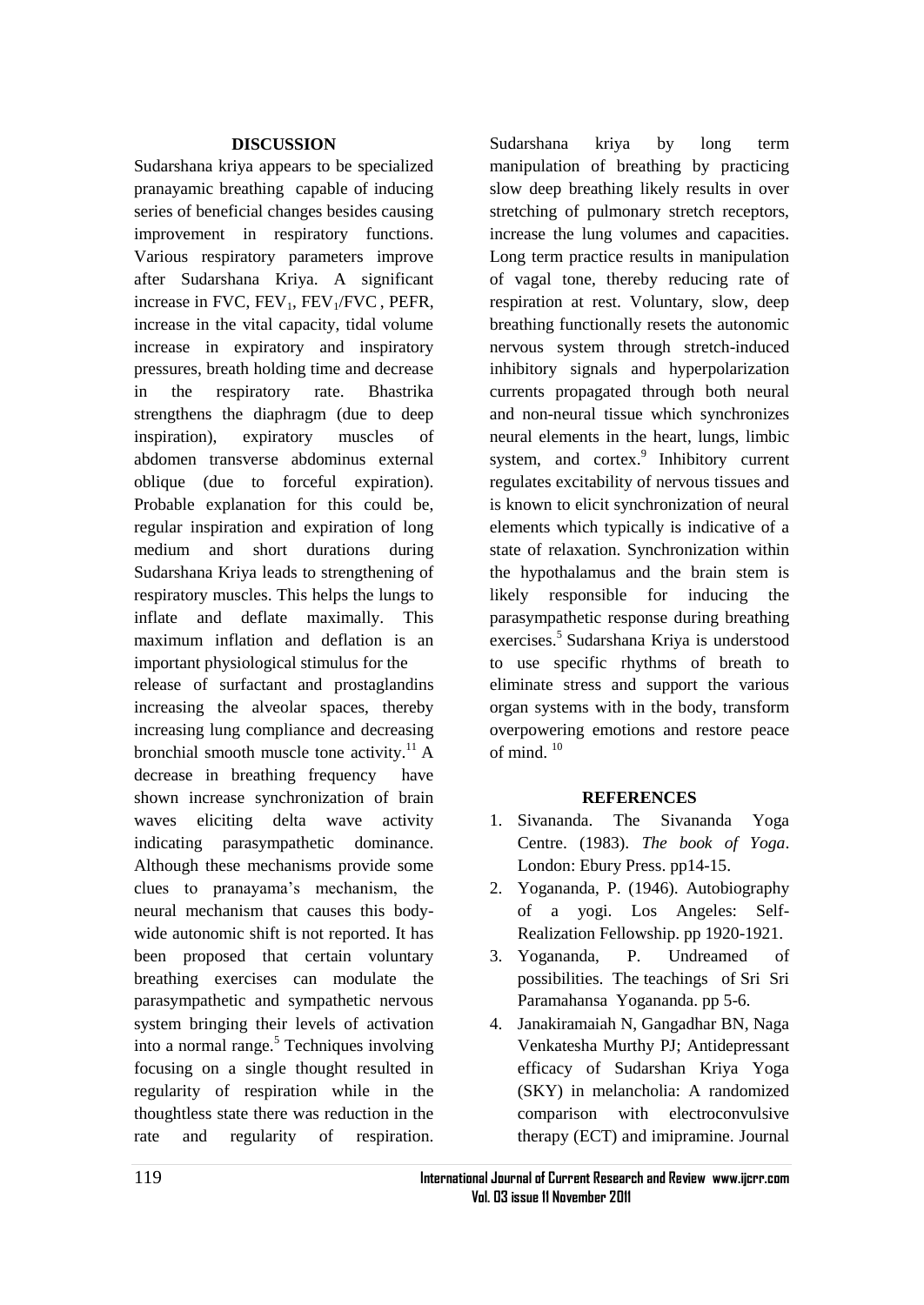## DISCUSSION

Sudarshana kriya appears to be specialized pranayamic breathing capable of inducing series of beneficial changes besides causing improvement in respiratory functions. Various respiratory parameters improve after Sudarshana Kriya. A significant increase in FVC, $FEV_1$, $FEV_1$/FVC , PEFR, increase in the vital capacity, tidal volume increase in expiratory and inspiratory pressures, breath holding time and decrease in the respiratory rate. Bhastrika strengthens the diaphragm (due to deep inspiration), expiratory muscles of abdomen transverse abdominus external oblique (due to forceful expiration). Probable explanation for this could be, regular inspiration and expiration of long medium and short durations during Sudarshana Kriya leads to strengthening of respiratory muscles. This helps the lungs to inflate and deflate maximally. This maximum inflation and deflation is an important physiological stimulus for the release of surfactant and prostaglandins increasing the alveolar spaces, thereby increasing lung compliance and decreasing bronchial smooth muscle tone activity.[11] A decrease in breathing frequency have shown increase synchronization of brain waves eliciting delta wave activity indicating parasympathetic dominance. Although these mechanisms provide some clues to pranayama's mechanism, the neural mechanism that causes this body-wide autonomic shift is not reported. It has been proposed that certain voluntary breathing exercises can modulate the parasympathetic and sympathetic nervous system bringing their levels of activation into a normal range.[5] Techniques involving focusing on a single thought resulted in regularity of respiration while in the thoughtless state there was reduction in the rate and regularity of respiration. Sudarshana kriya by long term manipulation of breathing by practicing slow deep breathing likely results in over stretching of pulmonary stretch receptors, increase the lung volumes and capacities. Long term practice results in manipulation of vagal tone, thereby reducing rate of respiration at rest. Voluntary, slow, deep breathing functionally resets the autonomic nervous system through stretch-induced inhibitory signals and hyperpolarization currents propagated through both neural and non-neural tissue which synchronizes neural elements in the heart, lungs, limbic system, and cortex.[9] Inhibitory current regulates excitability of nervous tissues and is known to elicit synchronization of neural elements which typically is indicative of a state of relaxation. Synchronization within the hypothalamus and the brain stem is likely responsible for inducing the parasympathetic response during breathing exercises.[5] Sudarshana Kriya is understood to use specific rhythms of breath to eliminate stress and support the various organ systems with in the body, transform overpowering emotions and restore peace of mind. [10]

## REFERENCES

1. Sivananda. The Sivananda Yoga Centre. (1983). *The book of Yoga*. London: Ebury Press. pp14-15.
2. Yogananda, P. (1946). Autobiography of a yogi. Los Angeles: Self-Realization Fellowship. pp 1920-1921.
3. Yogananda, P. Undreamed of possibilities. The teachings of Sri Sri Paramahansa Yogananda. pp 5-6.
4. Janakiramaiah N, Gangadhar BN, Naga Venkatesha Murthy PJ; Antidepressant efficacy of Sudarshan Kriya Yoga (SKY) in melancholia: A randomized comparison with electroconvulsive therapy (ECT) and imipramine. Journal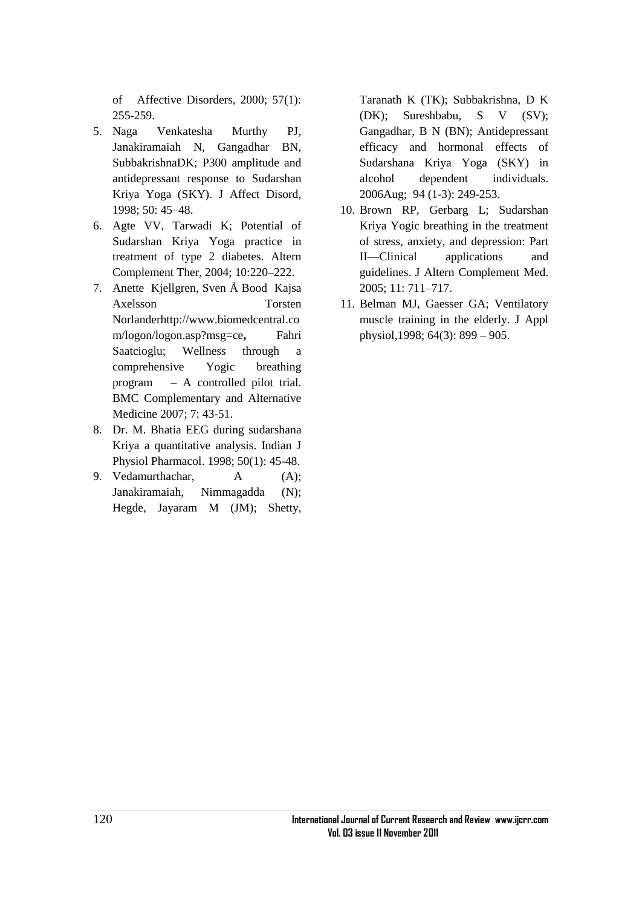of Affective Disorders, 2000; 57(1): 255-259.

5. Naga Venkatesha Murthy PJ, Janakiramaiah N, Gangadhar BN, SubbakrishnaDK; P300 amplitude and antidepressant response to Sudarshan Kriya Yoga (SKY). J Affect Disord, 1998; 50: 45–48.
6. Agte VV, Tarwadi K; Potential of Sudarshan Kriya Yoga practice in treatment of type 2 diabetes. Altern Complement Ther, 2004; 10:220–222.
7. Anette Kjellgren, Sven Å Bood Kajsa Axelsson Torsten Norlanderhttp://www.biomedcentral.com/logon/logon.asp?msg=ce**,** Fahri Saatcioglu; Wellness through a comprehensive Yogic breathing program – A controlled pilot trial. BMC Complementary and Alternative Medicine 2007; 7: 43-51.
8. Dr. M. Bhatia EEG during sudarshana Kriya a quantitative analysis. Indian J Physiol Pharmacol. 1998; 50(1): 45-48.
9. Vedamurthachar, A (A); Janakiramaiah, Nimmagadda (N); Hegde, Jayaram M (JM); Shetty, Taranath K (TK); Subbakrishna, D K (DK); Sureshbabu, S V (SV); Gangadhar, B N (BN); Antidepressant efficacy and hormonal effects of Sudarshana Kriya Yoga (SKY) in alcohol dependent individuals. 2006Aug; 94 (1-3): 249-253.
10. Brown RP, Gerbarg L; Sudarshan Kriya Yogic breathing in the treatment of stress, anxiety, and depression: Part II—Clinical applications and guidelines. J Altern Complement Med. 2005; 11: 711–717.
11. Belman MJ, Gaesser GA; Ventilatory muscle training in the elderly. J Appl physiol,1998; 64(3): 899 – 905.